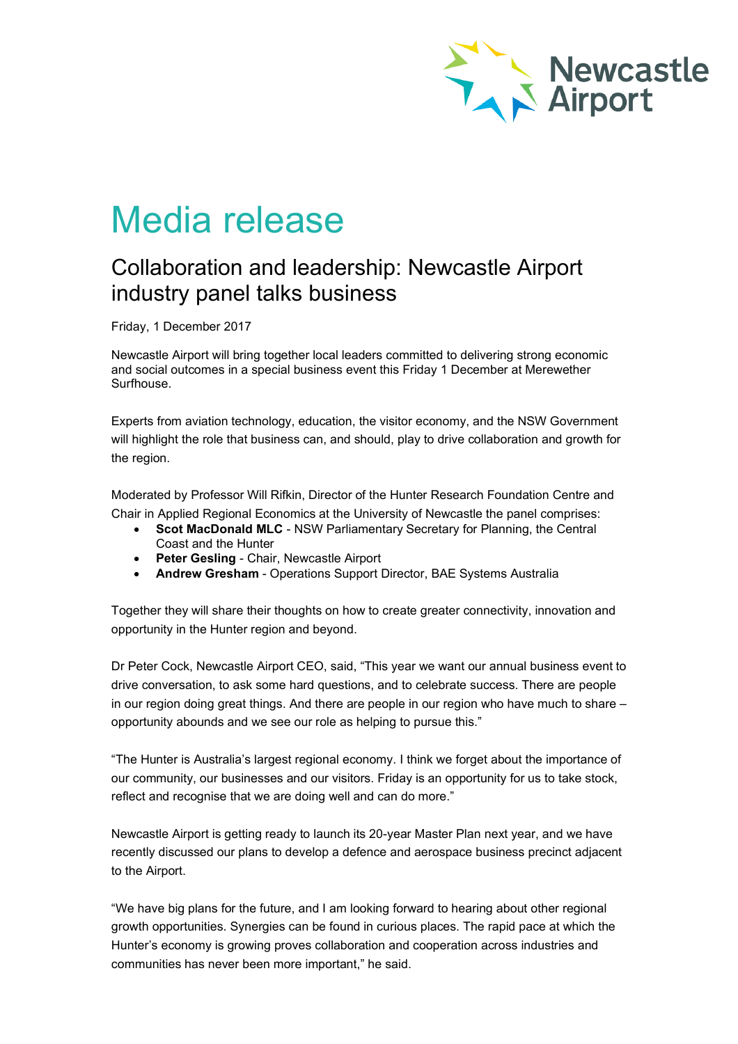Newcastle Airport

# Media release

## Collaboration and leadership: Newcastle Airport industry panel talks business

Friday, 1 December 2017

Newcastle Airport will bring together local leaders committed to delivering strong economic and social outcomes in a special business event this Friday 1 December at Merewether Surfhouse.

Experts from aviation technology, education, the visitor economy, and the NSW Government will highlight the role that business can, and should, play to drive collaboration and growth for the region.

Moderated by Professor Will Rifkin, Director of the Hunter Research Foundation Centre and Chair in Applied Regional Economics at the University of Newcastle the panel comprises:

- **Scot MacDonald MLC** - NSW Parliamentary Secretary for Planning, the Central Coast and the Hunter
- **Peter Gesling** - Chair, Newcastle Airport
- **Andrew Gresham** - Operations Support Director, BAE Systems Australia

Together they will share their thoughts on how to create greater connectivity, innovation and opportunity in the Hunter region and beyond.

Dr Peter Cock, Newcastle Airport CEO, said, "This year we want our annual business event to drive conversation, to ask some hard questions, and to celebrate success. There are people in our region doing great things. And there are people in our region who have much to share – opportunity abounds and we see our role as helping to pursue this."

"The Hunter is Australia's largest regional economy. I think we forget about the importance of our community, our businesses and our visitors. Friday is an opportunity for us to take stock, reflect and recognise that we are doing well and can do more."

Newcastle Airport is getting ready to launch its 20-year Master Plan next year, and we have recently discussed our plans to develop a defence and aerospace business precinct adjacent to the Airport.

"We have big plans for the future, and I am looking forward to hearing about other regional growth opportunities. Synergies can be found in curious places. The rapid pace at which the Hunter's economy is growing proves collaboration and cooperation across industries and communities has never been more important," he said.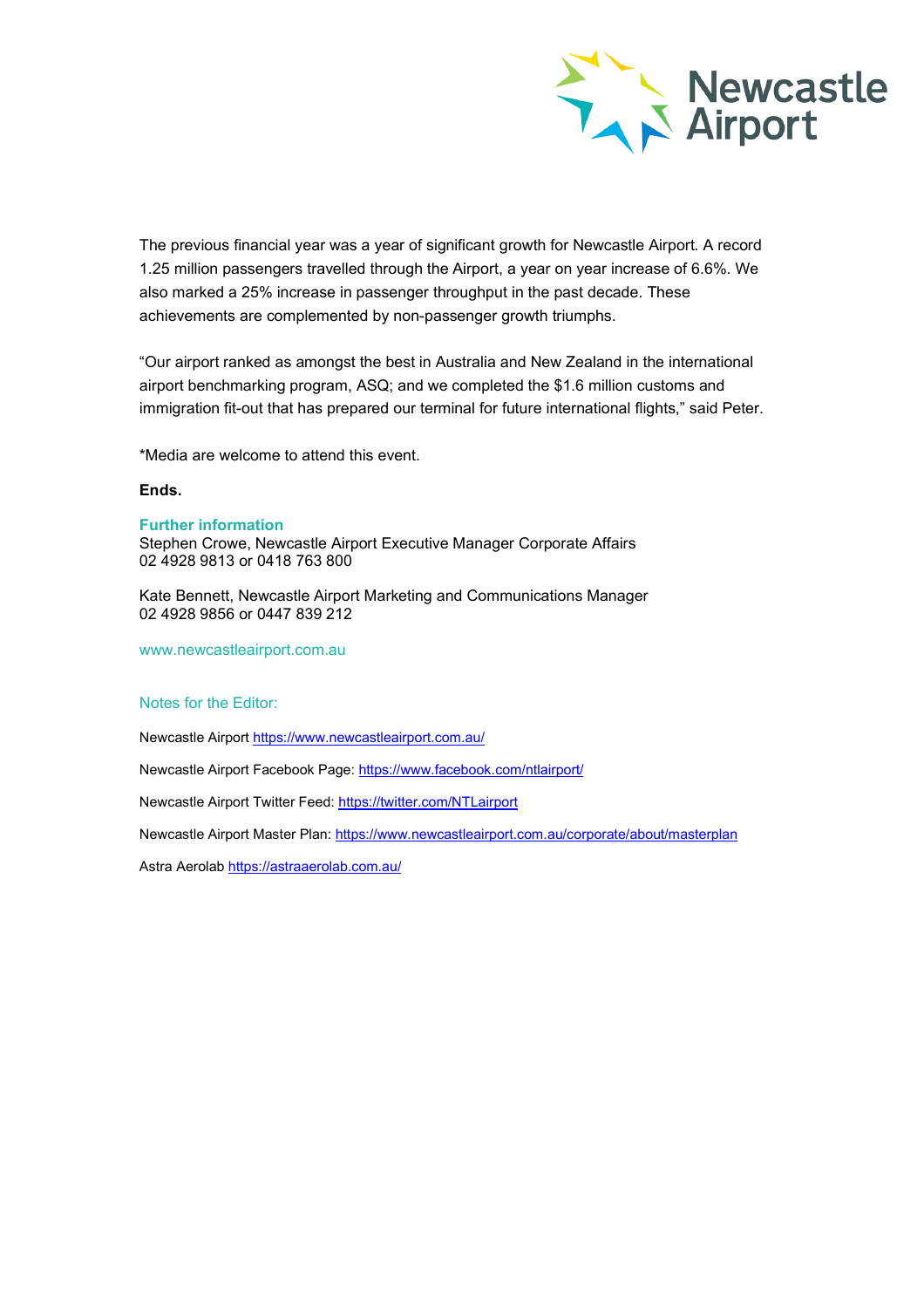The previous financial year was a year of significant growth for Newcastle Airport. A record 1.25 million passengers travelled through the Airport, a year on year increase of 6.6%. We also marked a 25% increase in passenger throughput in the past decade. These achievements are complemented by non-passenger growth triumphs.

"Our airport ranked as amongst the best in Australia and New Zealand in the international airport benchmarking program, ASQ; and we completed the $1.6 million customs and immigration fit-out that has prepared our terminal for future international flights," said Peter.

*Media are welcome to attend this event.

**Ends.**

**Further information**

Stephen Crowe, Newcastle Airport Executive Manager Corporate Affairs
02 4928 9813 or 0418 763 800

Kate Bennett, Newcastle Airport Marketing and Communications Manager
02 4928 9856 or 0447 839 212

www.newcastleairport.com.au

Notes for the Editor:

Newcastle Airport https://www.newcastleairport.com.au/

Newcastle Airport Facebook Page: https://www.facebook.com/ntlairport/

Newcastle Airport Twitter Feed: https://twitter.com/NTLairport

Newcastle Airport Master Plan: https://www.newcastleairport.com.au/corporate/about/masterplan

Astra Aerolab https://astraaerolab.com.au/